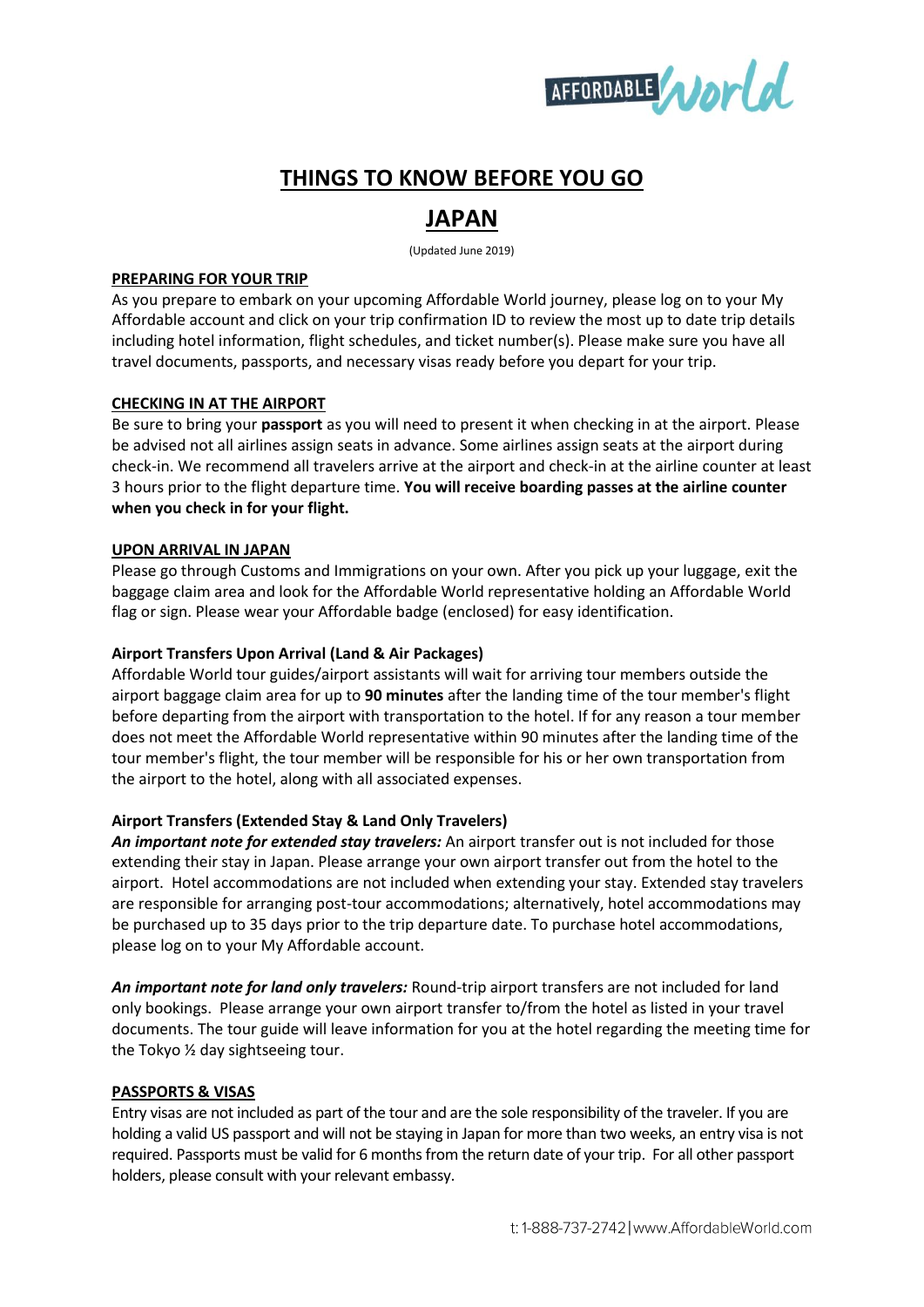# THINGS TO KNOW BEFORE YOU GO

# JAPAN

(Updated June 2019)

## PREPARING FOR YOUR TRIP

As you prepare to embark on your upcoming Affordable World journey, please log on to your My Affordable account and click on your trip confirmation ID to review the most up to date trip details including hotel information, flight schedules, and ticket number(s). Please make sure you have all travel documents, passports, and necessary visas ready before you depart for your trip.

## CHECKING IN AT THE AIRPORT

Be sure to bring your **passport** as you will need to present it when checking in at the airport. Please be advised not all airlines assign seats in advance. Some airlines assign seats at the airport during check-in. We recommend all travelers arrive at the airport and check-in at the airline counter at least 3 hours prior to the flight departure time. **You will receive boarding passes at the airline counter when you check in for your flight.**

## UPON ARRIVAL IN JAPAN

Please go through Customs and Immigrations on your own. After you pick up your luggage, exit the baggage claim area and look for the Affordable World representative holding an Affordable World flag or sign. Please wear your Affordable badge (enclosed) for easy identification.

### Airport Transfers Upon Arrival (Land & Air Packages)

Affordable World tour guides/airport assistants will wait for arriving tour members outside the airport baggage claim area for up to **90 minutes** after the landing time of the tour member's flight before departing from the airport with transportation to the hotel. If for any reason a tour member does not meet the Affordable World representative within 90 minutes after the landing time of the tour member's flight, the tour member will be responsible for his or her own transportation from the airport to the hotel, along with all associated expenses.

### Airport Transfers (Extended Stay & Land Only Travelers)

***An important note for extended stay travelers:*** An airport transfer out is not included for those extending their stay in Japan. Please arrange your own airport transfer out from the hotel to the airport. Hotel accommodations are not included when extending your stay. Extended stay travelers are responsible for arranging post-tour accommodations; alternatively, hotel accommodations may be purchased up to 35 days prior to the trip departure date. To purchase hotel accommodations, please log on to your My Affordable account.

***An important note for land only travelers:*** Round-trip airport transfers are not included for land only bookings. Please arrange your own airport transfer to/from the hotel as listed in your travel documents. The tour guide will leave information for you at the hotel regarding the meeting time for the Tokyo ½ day sightseeing tour.

## PASSPORTS & VISAS

Entry visas are not included as part of the tour and are the sole responsibility of the traveler. If you are holding a valid US passport and will not be staying in Japan for more than two weeks, an entry visa is not required. Passports must be valid for 6 months from the return date of your trip. For all other passport holders, please consult with your relevant embassy.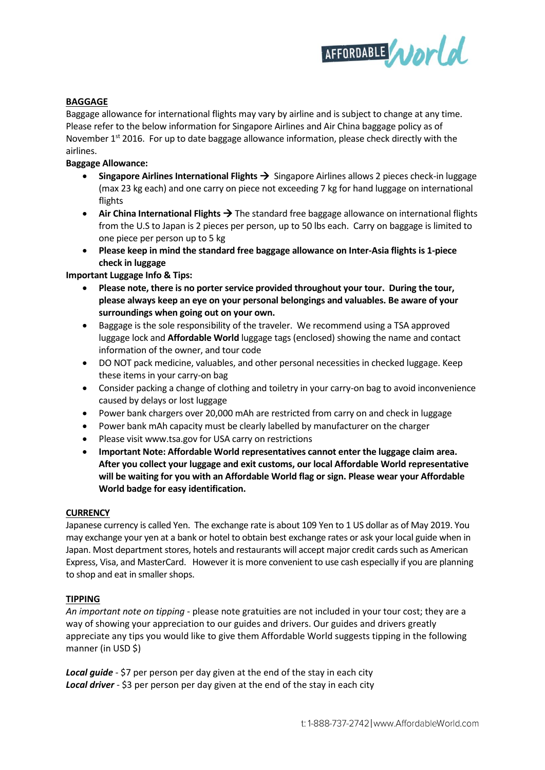## BAGGAGE

Baggage allowance for international flights may vary by airline and is subject to change at any time. Please refer to the below information for Singapore Airlines and Air China baggage policy as of November 1st 2016. For up to date baggage allowance information, please check directly with the airlines.

**Baggage Allowance:**

- **Singapore Airlines International Flights →** Singapore Airlines allows 2 pieces check-in luggage (max 23 kg each) and one carry on piece not exceeding 7 kg for hand luggage on international flights
- **Air China International Flights →** The standard free baggage allowance on international flights from the U.S to Japan is 2 pieces per person, up to 50 lbs each. Carry on baggage is limited to one piece per person up to 5 kg
- **Please keep in mind the standard free baggage allowance on Inter-Asia flights is 1-piece check in luggage**

**Important Luggage Info & Tips:**

- **Please note, there is no porter service provided throughout your tour. During the tour, please always keep an eye on your personal belongings and valuables. Be aware of your surroundings when going out on your own.**
- Baggage is the sole responsibility of the traveler. We recommend using a TSA approved luggage lock and **Affordable World** luggage tags (enclosed) showing the name and contact information of the owner, and tour code
- DO NOT pack medicine, valuables, and other personal necessities in checked luggage. Keep these items in your carry-on bag
- Consider packing a change of clothing and toiletry in your carry-on bag to avoid inconvenience caused by delays or lost luggage
- Power bank chargers over 20,000 mAh are restricted from carry on and check in luggage
- Power bank mAh capacity must be clearly labelled by manufacturer on the charger
- Please visit www.tsa.gov for USA carry on restrictions
- **Important Note: Affordable World representatives cannot enter the luggage claim area. After you collect your luggage and exit customs, our local Affordable World representative will be waiting for you with an Affordable World flag or sign. Please wear your Affordable World badge for easy identification.**

## CURRENCY

Japanese currency is called Yen. The exchange rate is about 109 Yen to 1 US dollar as of May 2019. You may exchange your yen at a bank or hotel to obtain best exchange rates or ask your local guide when in Japan. Most department stores, hotels and restaurants will accept major credit cards such as American Express, Visa, and MasterCard. However it is more convenient to use cash especially if you are planning to shop and eat in smaller shops.

## TIPPING

*An important note on tipping* - please note gratuities are not included in your tour cost; they are a way of showing your appreciation to our guides and drivers. Our guides and drivers greatly appreciate any tips you would like to give them Affordable World suggests tipping in the following manner (in USD $)

***Local guide*** - $7 per person per day given at the end of the stay in each city
***Local driver*** - $3 per person per day given at the end of the stay in each city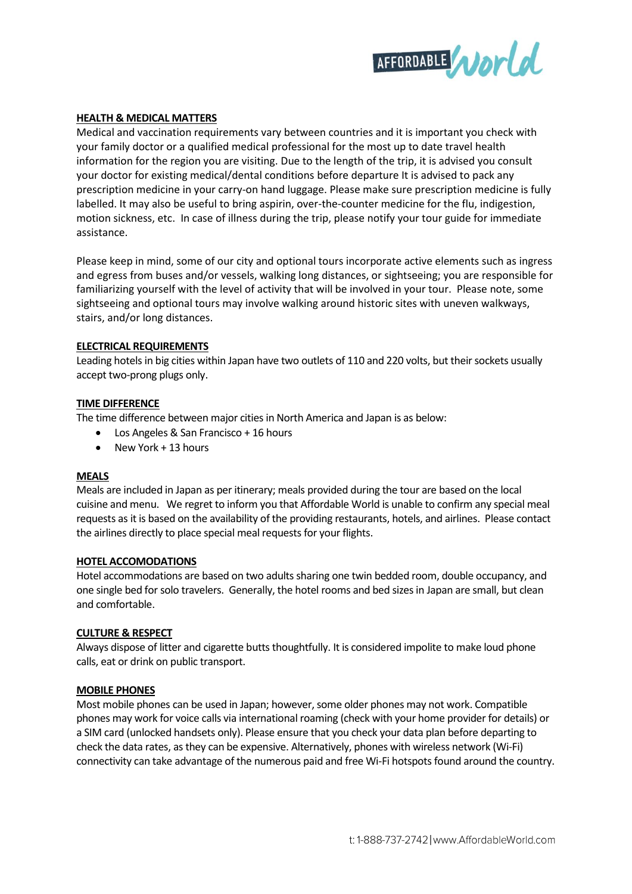## HEALTH & MEDICAL MATTERS

Medical and vaccination requirements vary between countries and it is important you check with your family doctor or a qualified medical professional for the most up to date travel health information for the region you are visiting. Due to the length of the trip, it is advised you consult your doctor for existing medical/dental conditions before departure It is advised to pack any prescription medicine in your carry-on hand luggage. Please make sure prescription medicine is fully labelled. It may also be useful to bring aspirin, over-the-counter medicine for the flu, indigestion, motion sickness, etc. In case of illness during the trip, please notify your tour guide for immediate assistance.

Please keep in mind, some of our city and optional tours incorporate active elements such as ingress and egress from buses and/or vessels, walking long distances, or sightseeing; you are responsible for familiarizing yourself with the level of activity that will be involved in your tour. Please note, some sightseeing and optional tours may involve walking around historic sites with uneven walkways, stairs, and/or long distances.

## ELECTRICAL REQUIREMENTS

Leading hotels in big cities within Japan have two outlets of 110 and 220 volts, but their sockets usually accept two-prong plugs only.

## TIME DIFFERENCE

The time difference between major cities in North America and Japan is as below:

- Los Angeles & San Francisco + 16 hours
- New York + 13 hours

## MEALS

Meals are included in Japan as per itinerary; meals provided during the tour are based on the local cuisine and menu. We regret to inform you that Affordable World is unable to confirm any special meal requests as it is based on the availability of the providing restaurants, hotels, and airlines. Please contact the airlines directly to place special meal requests for your flights.

## HOTEL ACCOMODATIONS

Hotel accommodations are based on two adults sharing one twin bedded room, double occupancy, and one single bed for solo travelers. Generally, the hotel rooms and bed sizes in Japan are small, but clean and comfortable.

## CULTURE & RESPECT

Always dispose of litter and cigarette butts thoughtfully. It is considered impolite to make loud phone calls, eat or drink on public transport.

## MOBILE PHONES

Most mobile phones can be used in Japan; however, some older phones may not work. Compatible phones may work for voice calls via international roaming (check with your home provider for details) or a SIM card (unlocked handsets only). Please ensure that you check your data plan before departing to check the data rates, as they can be expensive. Alternatively, phones with wireless network (Wi-Fi) connectivity can take advantage of the numerous paid and free Wi-Fi hotspots found around the country.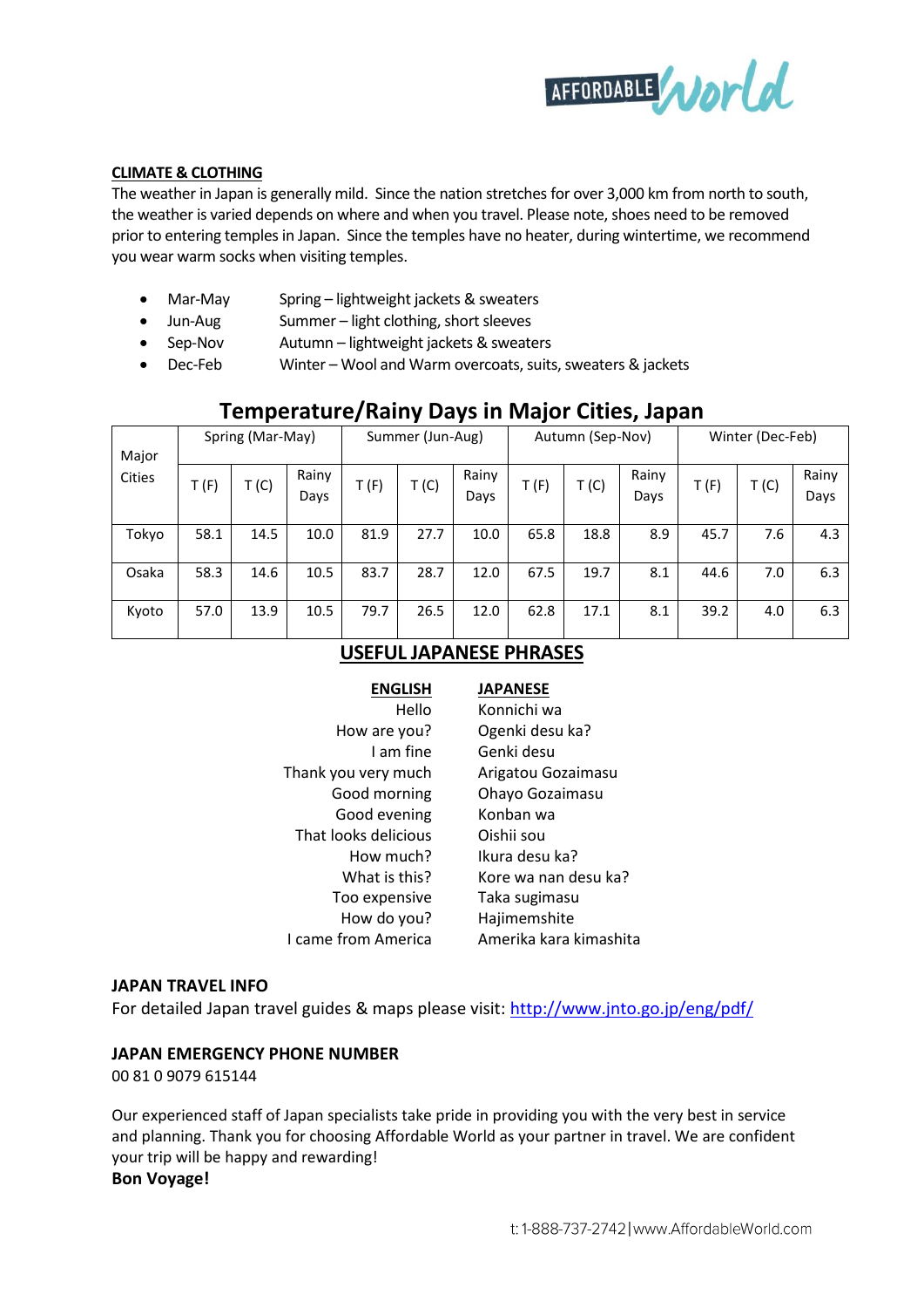**CLIMATE & CLOTHING**

The weather in Japan is generally mild. Since the nation stretches for over 3,000 km from north to south, the weather is varied depends on where and when you travel. Please note, shoes need to be removed prior to entering temples in Japan. Since the temples have no heater, during wintertime, we recommend you wear warm socks when visiting temples.

- Mar-May Spring – lightweight jackets & sweaters
- Jun-Aug Summer – light clothing, short sleeves
- Sep-Nov Autumn – lightweight jackets & sweaters
- Dec-Feb Winter – Wool and Warm overcoats, suits, sweaters & jackets

## Temperature/Rainy Days in Major Cities, Japan

| Major Cities | Spring (Mar-May) | | | Summer (Jun-Aug) | | | Autumn (Sep-Nov) | | | Winter (Dec-Feb) | | |
|---|---|---|---|---|---|---|---|---|---|---|---|---|
| | T (F) | T (C) | Rainy Days | T (F) | T (C) | Rainy Days | T (F) | T (C) | Rainy Days | T (F) | T (C) | Rainy Days |
| Tokyo | 58.1 | 14.5 | 10.0 | 81.9 | 27.7 | 10.0 | 65.8 | 18.8 | 8.9 | 45.7 | 7.6 | 4.3 |
| Osaka | 58.3 | 14.6 | 10.5 | 83.7 | 28.7 | 12.0 | 67.5 | 19.7 | 8.1 | 44.6 | 7.0 | 6.3 |
| Kyoto | 57.0 | 13.9 | 10.5 | 79.7 | 26.5 | 12.0 | 62.8 | 17.1 | 8.1 | 39.2 | 4.0 | 6.3 |

## USEFUL JAPANESE PHRASES

| ENGLISH | JAPANESE |
|---|---|
| Hello | Konnichi wa |
| How are you? | Ogenki desu ka? |
| I am fine | Genki desu |
| Thank you very much | Arigatou Gozaimasu |
| Good morning | Ohayo Gozaimasu |
| Good evening | Konban wa |
| That looks delicious | Oishii sou |
| How much? | Ikura desu ka? |
| What is this? | Kore wa nan desu ka? |
| Too expensive | Taka sugimasu |
| How do you? | Hajimemshite |
| I came from America | Amerika kara kimashita |

**JAPAN TRAVEL INFO**

For detailed Japan travel guides & maps please visit: http://www.jnto.go.jp/eng/pdf/

**JAPAN EMERGENCY PHONE NUMBER**

00 81 0 9079 615144

Our experienced staff of Japan specialists take pride in providing you with the very best in service and planning. Thank you for choosing Affordable World as your partner in travel. We are confident your trip will be happy and rewarding!

**Bon Voyage!**